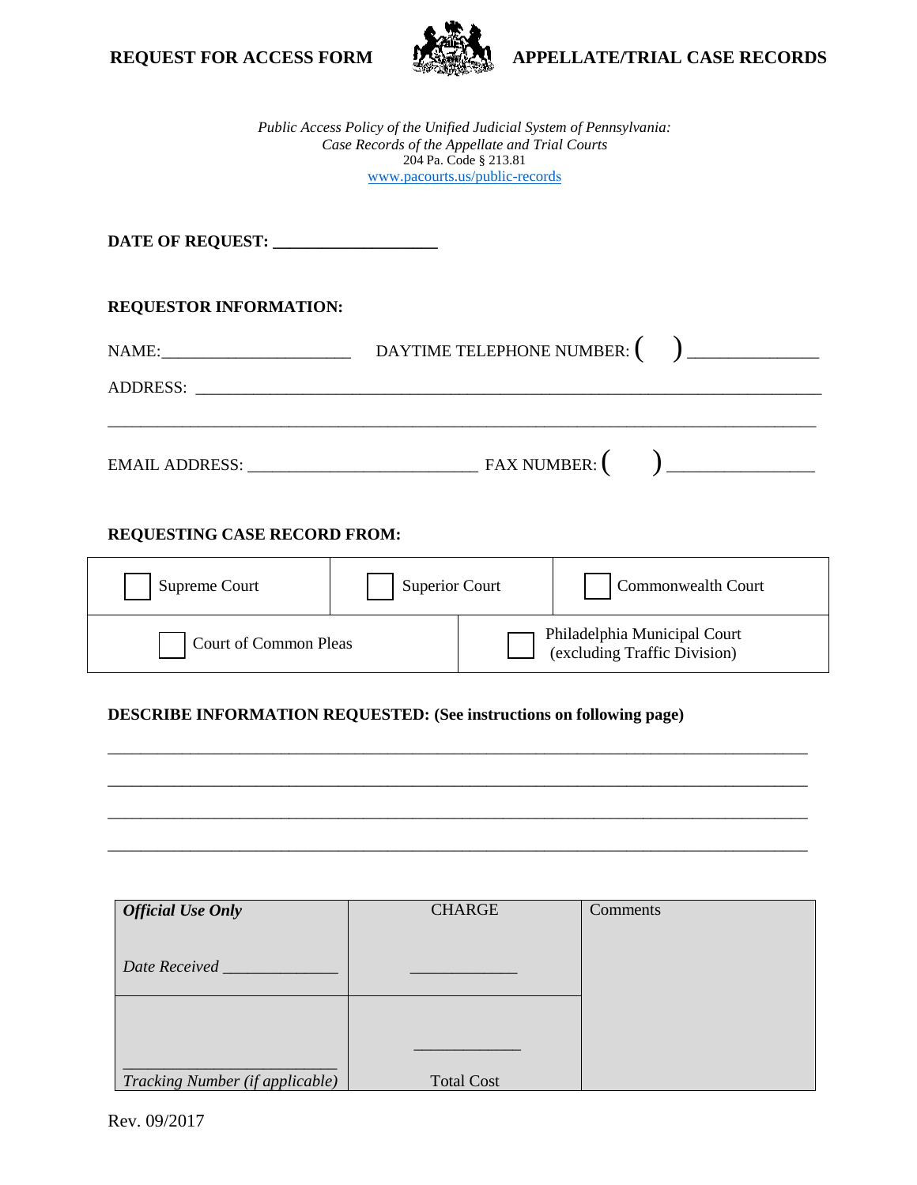**REQUEST FOR ACCESS FORM** **APPELLATE/TRIAL CASE RECORDS**

*Public Access Policy of the Unified Judicial System of Pennsylvania:*
*Case Records of the Appellate and Trial Courts*
204 Pa. Code § 213.81
www.pacourts.us/public-records

**DATE OF REQUEST: ___________________**

**REQUESTOR INFORMATION:**

NAME:______________________ DAYTIME TELEPHONE NUMBER: (    ) _______________

ADDRESS: ________________________________________________________________________

_____________________________________________________________________________

EMAIL ADDRESS: __________________________ FAX NUMBER: (    ) _________________

**REQUESTING CASE RECORD FROM:**

| ☐ Supreme Court | ☐ Superior Court | ☐ Commonwealth Court |
|---|---|---|
| ☐ Court of Common Pleas | ☐ Philadelphia Municipal Court (excluding Traffic Division) | |

**DESCRIBE INFORMATION REQUESTED: (See instructions on following page)**

_____________________________________________________________________________

_____________________________________________________________________________

_____________________________________________________________________________

_____________________________________________________________________________

| ***Official Use Only*** <br> *Date Received* _____________ | CHARGE <br> ____________ | Comments |
|---|---|---|
| ________________________ <br> *Tracking Number (if applicable)* | ____________ <br> Total Cost | |

Rev. 09/2017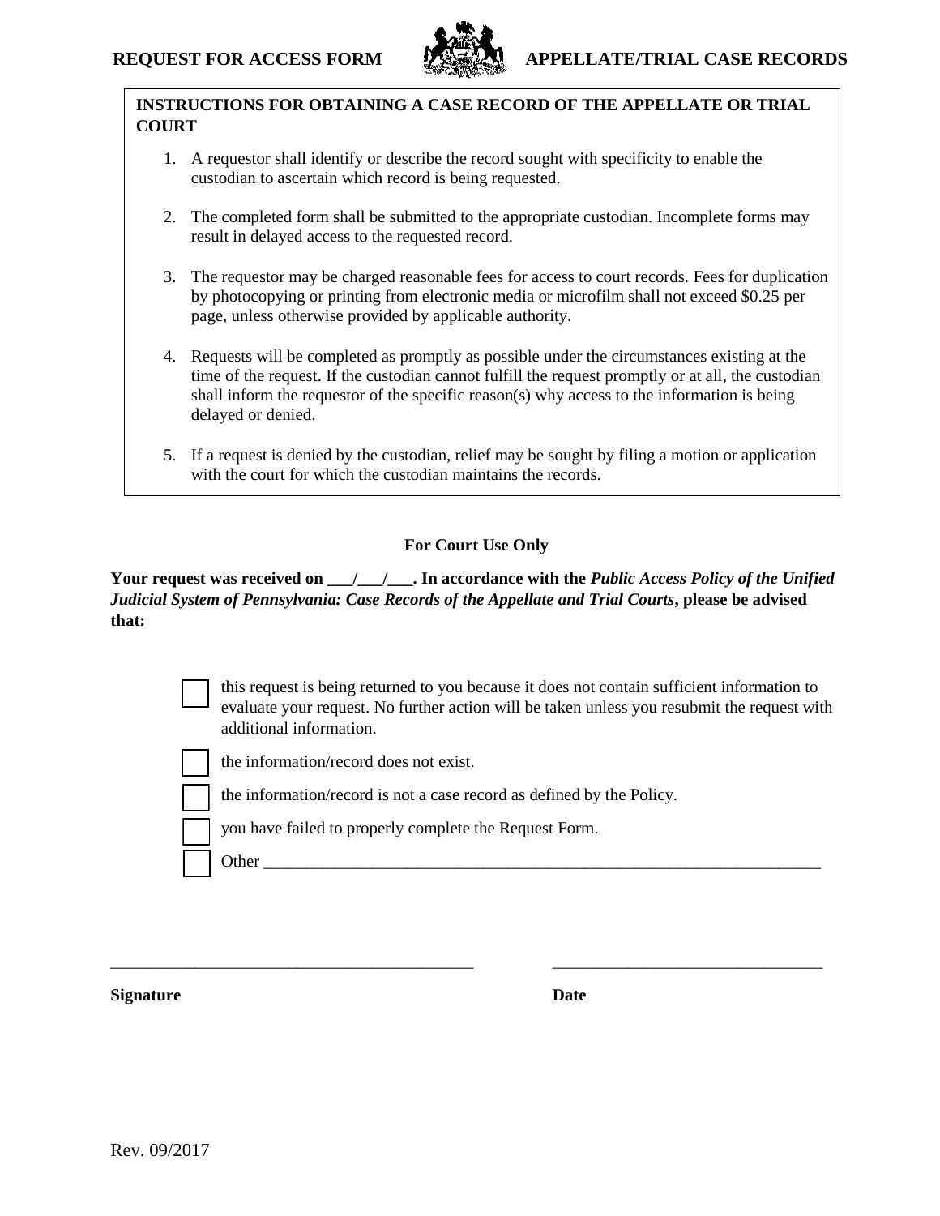**REQUEST FOR ACCESS FORM** **APPELLATE/TRIAL CASE RECORDS**

**INSTRUCTIONS FOR OBTAINING A CASE RECORD OF THE APPELLATE OR TRIAL COURT**

1. A requestor shall identify or describe the record sought with specificity to enable the custodian to ascertain which record is being requested.

2. The completed form shall be submitted to the appropriate custodian. Incomplete forms may result in delayed access to the requested record.

3. The requestor may be charged reasonable fees for access to court records. Fees for duplication by photocopying or printing from electronic media or microfilm shall not exceed $0.25 per page, unless otherwise provided by applicable authority.

4. Requests will be completed as promptly as possible under the circumstances existing at the time of the request. If the custodian cannot fulfill the request promptly or at all, the custodian shall inform the requestor of the specific reason(s) why access to the information is being delayed or denied.

5. If a request is denied by the custodian, relief may be sought by filing a motion or application with the court for which the custodian maintains the records.

**For Court Use Only**

**Your request was received on \_\_\_/\_\_\_/\_\_\_. In accordance with the *Public Access Policy of the Unified Judicial System of Pennsylvania: Case Records of the Appellate and Trial Courts*, please be advised that:**

- ☐ this request is being returned to you because it does not contain sufficient information to evaluate your request. No further action will be taken unless you resubmit the request with additional information.
- ☐ the information/record does not exist.
- ☐ the information/record is not a case record as defined by the Policy.
- ☐ you have failed to properly complete the Request Form.
- ☐ Other \_\_\_\_\_\_\_\_\_\_\_\_\_\_\_\_\_\_\_\_\_\_\_\_\_\_\_\_\_\_\_\_\_\_\_\_\_\_\_\_\_\_\_\_\_\_\_\_\_\_\_\_\_\_\_\_\_\_\_\_\_\_\_\_\_\_\_\_

\_\_\_\_\_\_\_\_\_\_\_\_\_\_\_\_\_\_\_\_\_\_\_\_\_\_\_\_\_\_\_\_\_\_\_\_\_\_\_\_\_\_ \_\_\_\_\_\_\_\_\_\_\_\_\_\_\_\_\_\_\_\_\_\_\_\_\_\_\_\_\_\_\_\_

**Signature** **Date**

Rev. 09/2017